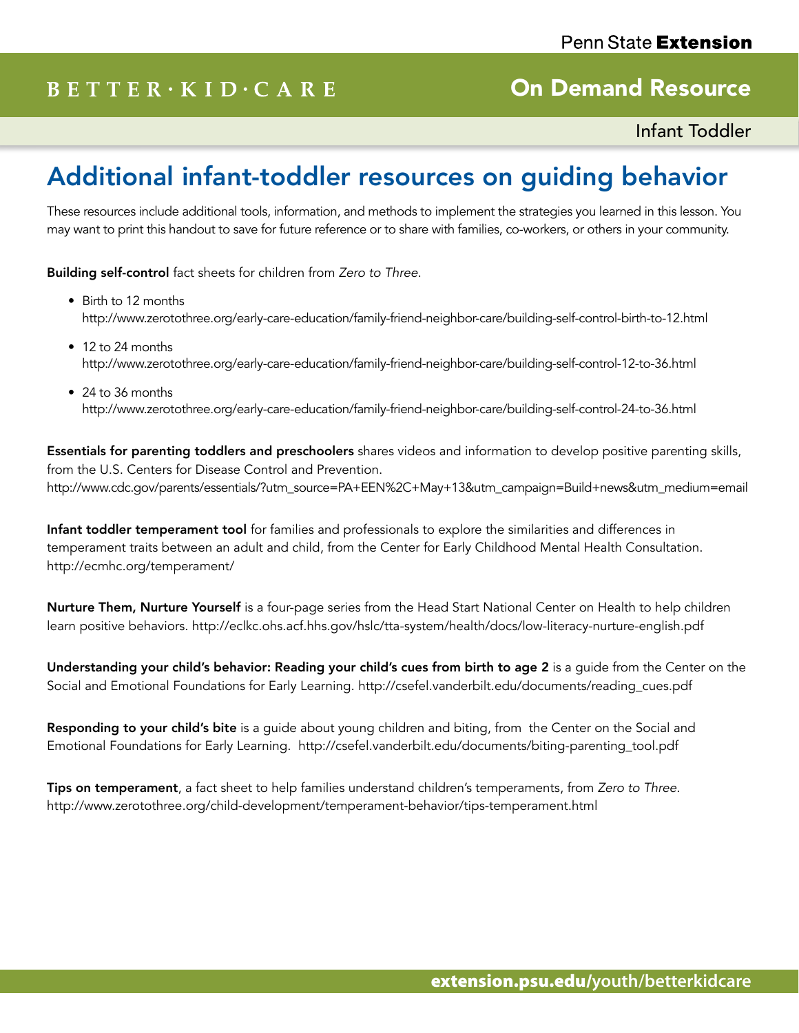Penn State **Extension**

BETTER·KID·CARE

**On Demand Resource**

Infant Toddler

# Additional infant-toddler resources on guiding behavior

These resources include additional tools, information, and methods to implement the strategies you learned in this lesson. You may want to print this handout to save for future reference or to share with families, co-workers, or others in your community.

**Building self-control** fact sheets for children from *Zero to Three*.

- Birth to 12 months
  http://www.zerotothree.org/early-care-education/family-friend-neighbor-care/building-self-control-birth-to-12.html
- 12 to 24 months
  http://www.zerotothree.org/early-care-education/family-friend-neighbor-care/building-self-control-12-to-36.html
- 24 to 36 months
  http://www.zerotothree.org/early-care-education/family-friend-neighbor-care/building-self-control-24-to-36.html

**Essentials for parenting toddlers and preschoolers** shares videos and information to develop positive parenting skills, from the U.S. Centers for Disease Control and Prevention.
http://www.cdc.gov/parents/essentials/?utm_source=PA+EEN%2C+May+13&utm_campaign=Build+news&utm_medium=email

**Infant toddler temperament tool** for families and professionals to explore the similarities and differences in temperament traits between an adult and child, from the Center for Early Childhood Mental Health Consultation.
http://ecmhc.org/temperament/

**Nurture Them, Nurture Yourself** is a four-page series from the Head Start National Center on Health to help children learn positive behaviors. http://eclkc.ohs.acf.hhs.gov/hslc/tta-system/health/docs/low-literacy-nurture-english.pdf

**Understanding your child's behavior: Reading your child's cues from birth to age 2** is a guide from the Center on the Social and Emotional Foundations for Early Learning. http://csefel.vanderbilt.edu/documents/reading_cues.pdf

**Responding to your child's bite** is a guide about young children and biting, from the Center on the Social and Emotional Foundations for Early Learning. http://csefel.vanderbilt.edu/documents/biting-parenting_tool.pdf

**Tips on temperament**, a fact sheet to help families understand children's temperaments, from *Zero to Three*.
http://www.zerotothree.org/child-development/temperament-behavior/tips-temperament.html

**extension.psu.edu**/youth/betterkidcare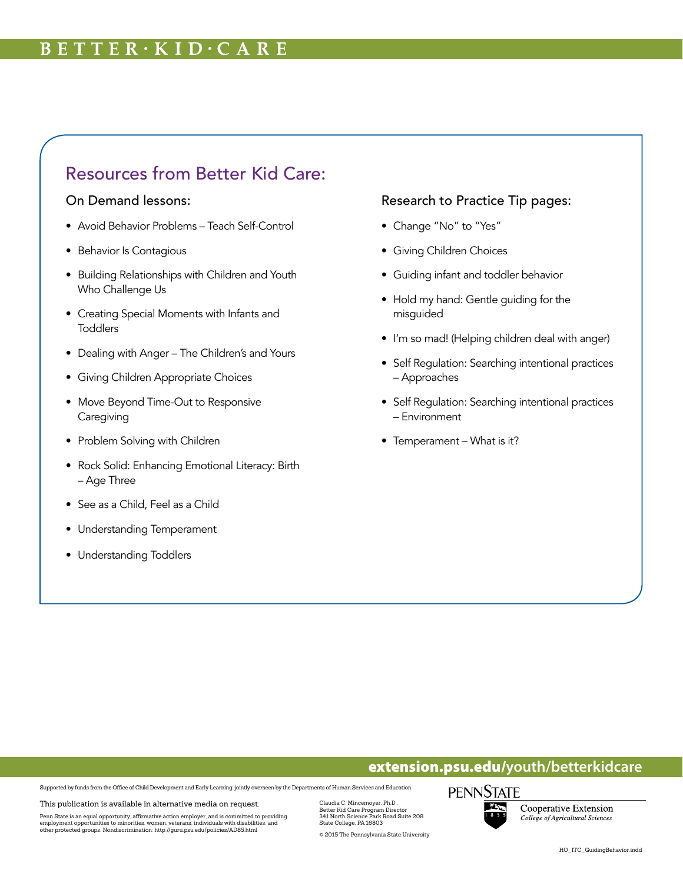## Resources from Better Kid Care:

### On Demand lessons:

- Avoid Behavior Problems – Teach Self-Control
- Behavior Is Contagious
- Building Relationships with Children and Youth Who Challenge Us
- Creating Special Moments with Infants and Toddlers
- Dealing with Anger – The Children's and Yours
- Giving Children Appropriate Choices
- Move Beyond Time-Out to Responsive Caregiving
- Problem Solving with Children
- Rock Solid: Enhancing Emotional Literacy: Birth – Age Three
- See as a Child, Feel as a Child
- Understanding Temperament
- Understanding Toddlers

### Research to Practice Tip pages:

- Change "No" to "Yes"
- Giving Children Choices
- Guiding infant and toddler behavior
- Hold my hand: Gentle guiding for the misguided
- I'm so mad! (Helping children deal with anger)
- Self Regulation: Searching intentional practices – Approaches
- Self Regulation: Searching intentional practices – Environment
- Temperament – What is it?

**extension.psu.edu/youth/betterkidcare**

Supported by funds from the Office of Child Development and Early Learning, jointly overseen by the Departments of Human Services and Education.

This publication is available in alternative media on request.

Penn State is an equal opportunity, affirmative action employer, and is committed to providing employment opportunities to minorities, women, veterans, individuals with disabilities, and other protected groups. Nondiscrimination: http://guru.psu.edu/policies/AD85.html

Claudia C. Mincemoyer, Ph.D.,
Better Kid Care Program Director
341 North Science Park Road Suite 208
State College, PA 16803

© 2015 The Pennsylvania State University

PENNSTATE
Cooperative Extension
College of Agricultural Sciences

HO_ITC_GuidingBehavior.indd